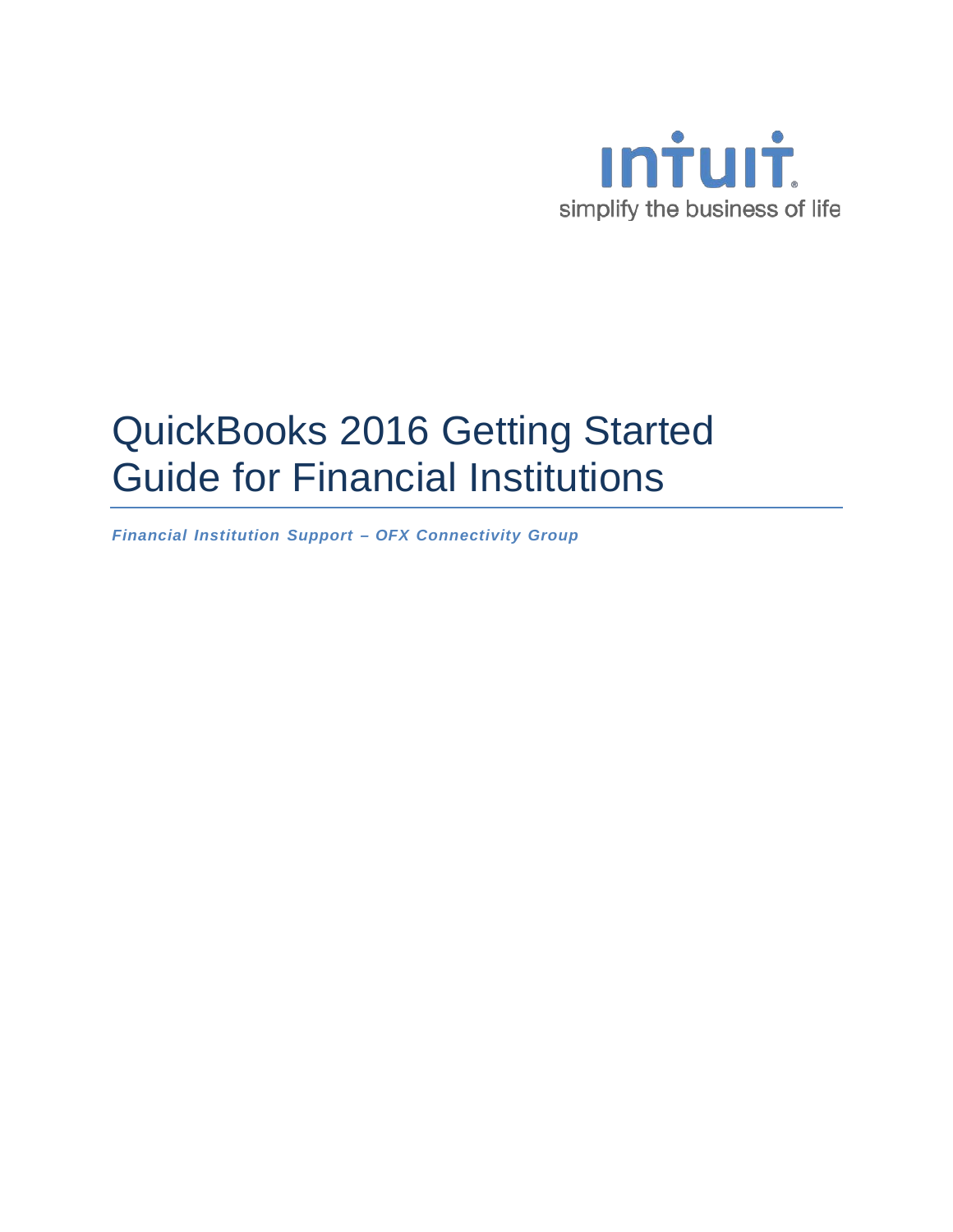intuit.

simplify the business of life

# QuickBooks 2016 Getting Started Guide for Financial Institutions

***Financial Institution Support – OFX Connectivity Group***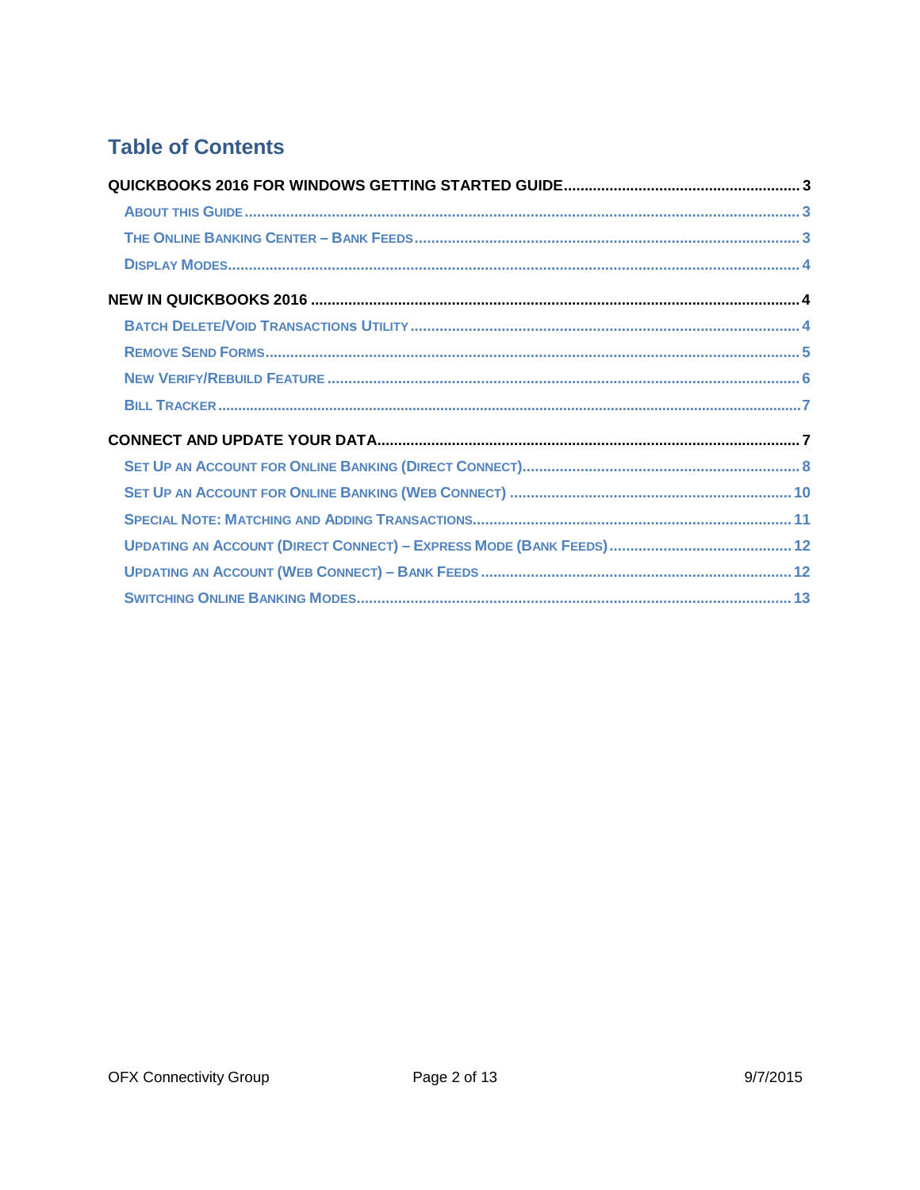## Table of Contents

**QUICKBOOKS 2016 FOR WINDOWS GETTING STARTED GUIDE** ........ 3
- About this Guide ........ 3
- The Online Banking Center – Bank Feeds ........ 3
- Display Modes ........ 4

**NEW IN QUICKBOOKS 2016** ........ 4
- Batch Delete/Void Transactions Utility ........ 4
- Remove Send Forms ........ 5
- New Verify/Rebuild Feature ........ 6
- Bill Tracker ........ 7

**CONNECT AND UPDATE YOUR DATA** ........ 7
- Set Up an Account for Online Banking (Direct Connect) ........ 8
- Set Up an Account for Online Banking (Web Connect) ........ 10
- Special Note: Matching and Adding Transactions ........ 11
- Updating an Account (Direct Connect) – Express Mode (Bank Feeds) ........ 12
- Updating an Account (Web Connect) – Bank Feeds ........ 12
- Switching Online Banking Modes ........ 13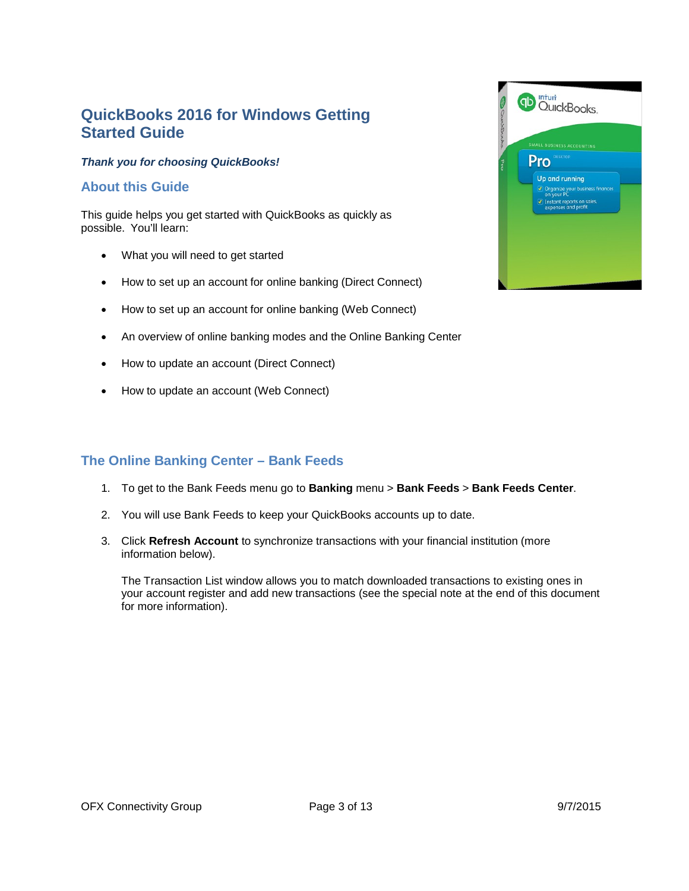# QuickBooks 2016 for Windows Getting Started Guide

***Thank you for choosing QuickBooks!***

## About this Guide

This guide helps you get started with QuickBooks as quickly as possible. You'll learn:

- What you will need to get started
- How to set up an account for online banking (Direct Connect)
- How to set up an account for online banking (Web Connect)
- An overview of online banking modes and the Online Banking Center
- How to update an account (Direct Connect)
- How to update an account (Web Connect)

## The Online Banking Center – Bank Feeds

1. To get to the Bank Feeds menu go to **Banking** menu > **Bank Feeds** > **Bank Feeds Center**.
2. You will use Bank Feeds to keep your QuickBooks accounts up to date.
3. Click **Refresh Account** to synchronize transactions with your financial institution (more information below).

   The Transaction List window allows you to match downloaded transactions to existing ones in your account register and add new transactions (see the special note at the end of this document for more information).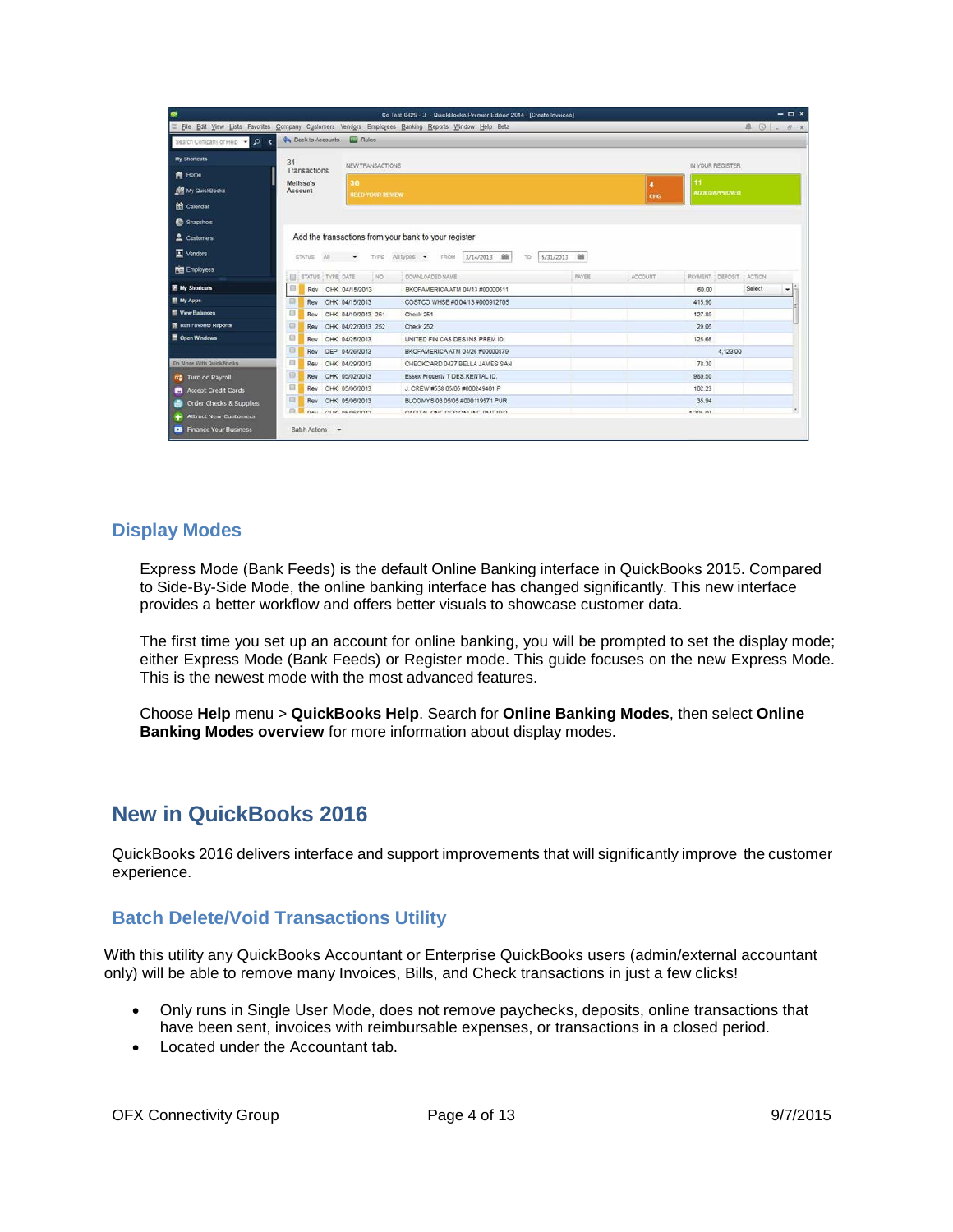## Display Modes

Express Mode (Bank Feeds) is the default Online Banking interface in QuickBooks 2015. Compared to Side-By-Side Mode, the online banking interface has changed significantly. This new interface provides a better workflow and offers better visuals to showcase customer data.

The first time you set up an account for online banking, you will be prompted to set the display mode; either Express Mode (Bank Feeds) or Register mode. This guide focuses on the new Express Mode. This is the newest mode with the most advanced features.

Choose **Help** menu > **QuickBooks Help**. Search for **Online Banking Modes**, then select **Online Banking Modes overview** for more information about display modes.

# New in QuickBooks 2016

QuickBooks 2016 delivers interface and support improvements that will significantly improve the customer experience.

## Batch Delete/Void Transactions Utility

With this utility any QuickBooks Accountant or Enterprise QuickBooks users (admin/external accountant only) will be able to remove many Invoices, Bills, and Check transactions in just a few clicks!

- Only runs in Single User Mode, does not remove paychecks, deposits, online transactions that have been sent, invoices with reimbursable expenses, or transactions in a closed period.
- Located under the Accountant tab.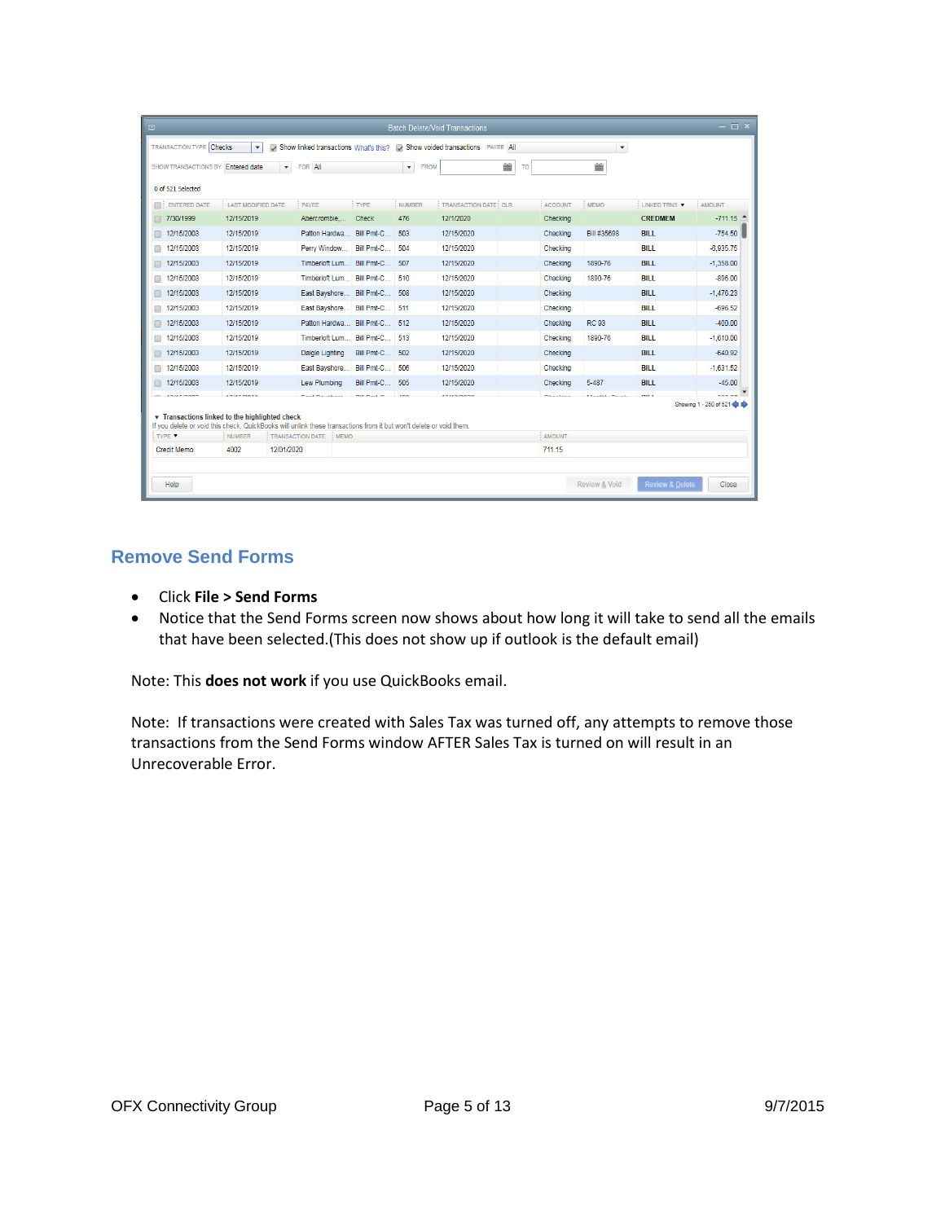## Remove Send Forms

- Click **File > Send Forms**
- Notice that the Send Forms screen now shows about how long it will take to send all the emails that have been selected.(This does not show up if outlook is the default email)

Note: This **does not work** if you use QuickBooks email.

Note: If transactions were created with Sales Tax was turned off, any attempts to remove those transactions from the Send Forms window AFTER Sales Tax is turned on will result in an Unrecoverable Error.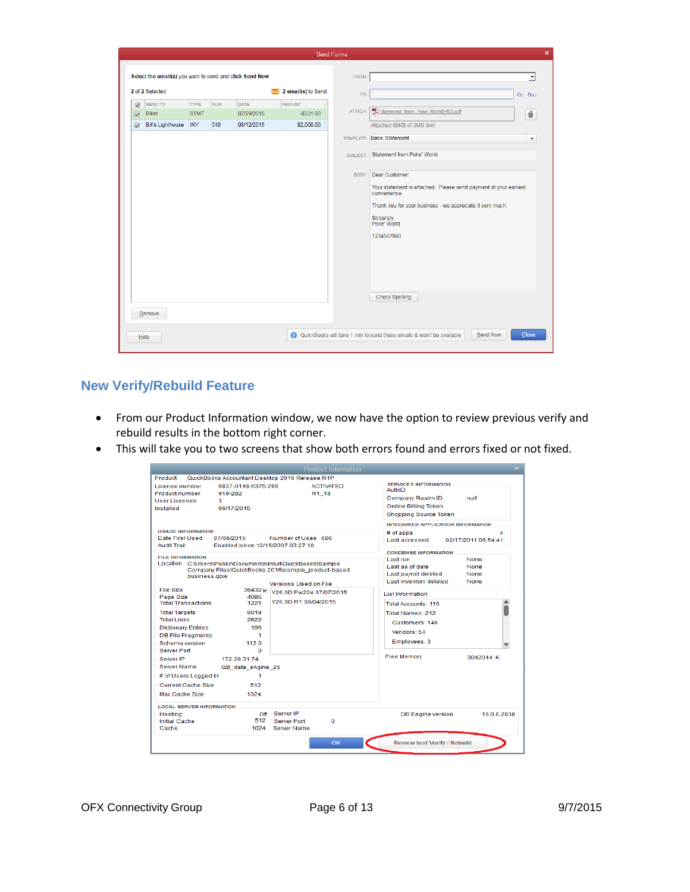## New Verify/Rebuild Feature

- From our Product Information window, we now have the option to review previous verify and rebuild results in the bottom right corner.
- This will take you to two screens that show both errors found and errors fixed or not fixed.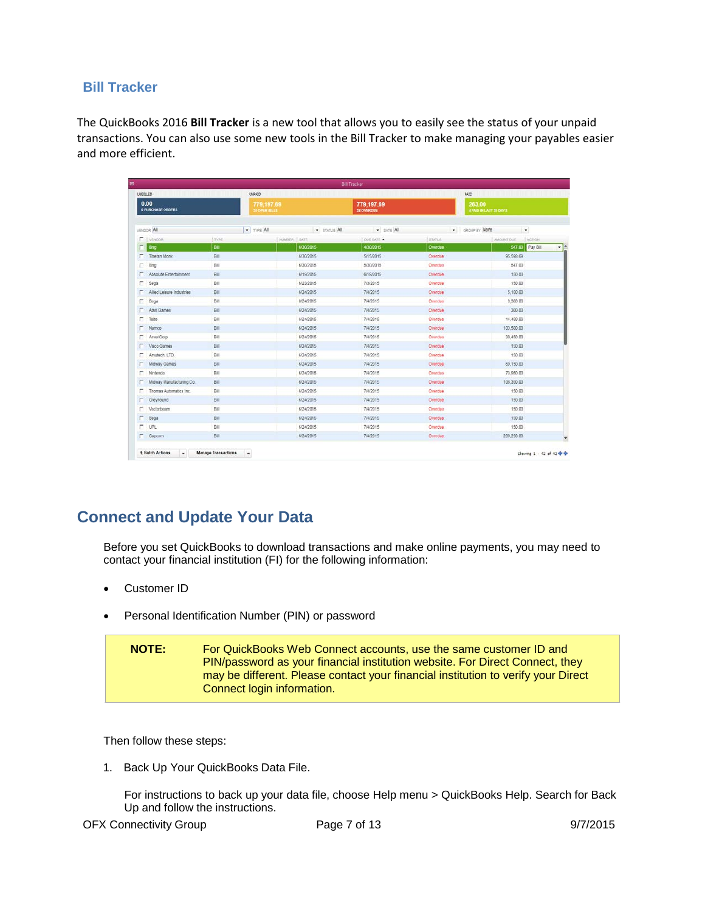## Bill Tracker

The QuickBooks 2016 **Bill Tracker** is a new tool that allows you to easily see the status of your unpaid transactions. You can also use some new tools in the Bill Tracker to make managing your payables easier and more efficient.

# Connect and Update Your Data

Before you set QuickBooks to download transactions and make online payments, you may need to contact your financial institution (FI) for the following information:

- Customer ID
- Personal Identification Number (PIN) or password

| **NOTE:** | For QuickBooks Web Connect accounts, use the same customer ID and PIN/password as your financial institution website. For Direct Connect, they may be different. Please contact your financial institution to verify your Direct Connect login information. |
|---|---|

Then follow these steps:

1. Back Up Your QuickBooks Data File.

   For instructions to back up your data file, choose Help menu > QuickBooks Help. Search for Back Up and follow the instructions.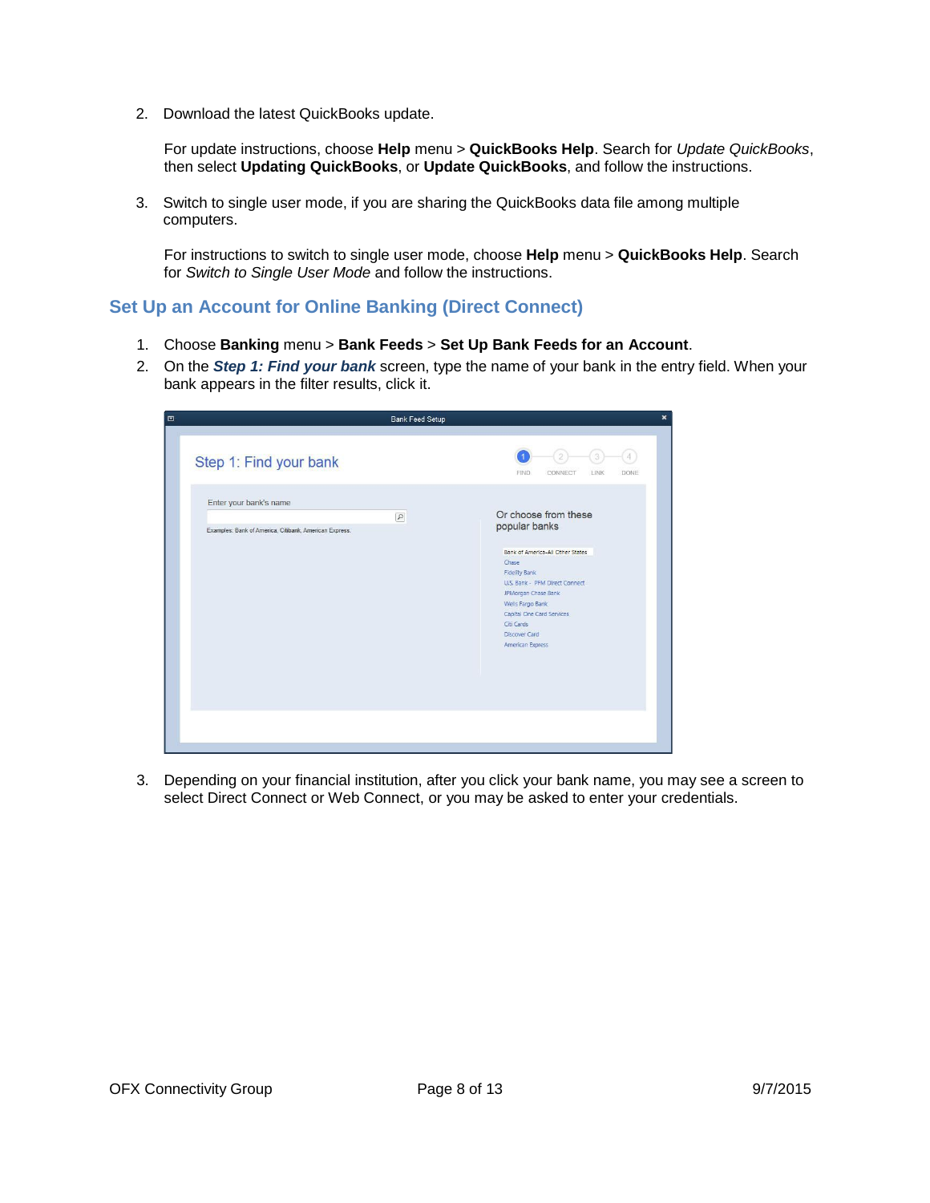2. Download the latest QuickBooks update.

   For update instructions, choose **Help** menu > **QuickBooks Help**. Search for *Update QuickBooks*, then select **Updating QuickBooks**, or **Update QuickBooks**, and follow the instructions.

3. Switch to single user mode, if you are sharing the QuickBooks data file among multiple computers.

   For instructions to switch to single user mode, choose **Help** menu > **QuickBooks Help**. Search for *Switch to Single User Mode* and follow the instructions.

## Set Up an Account for Online Banking (Direct Connect)

1. Choose **Banking** menu > **Bank Feeds** > **Set Up Bank Feeds for an Account**.
2. On the ***Step 1: Find your bank*** screen, type the name of your bank in the entry field. When your bank appears in the filter results, click it.
3. Depending on your financial institution, after you click your bank name, you may see a screen to select Direct Connect or Web Connect, or you may be asked to enter your credentials.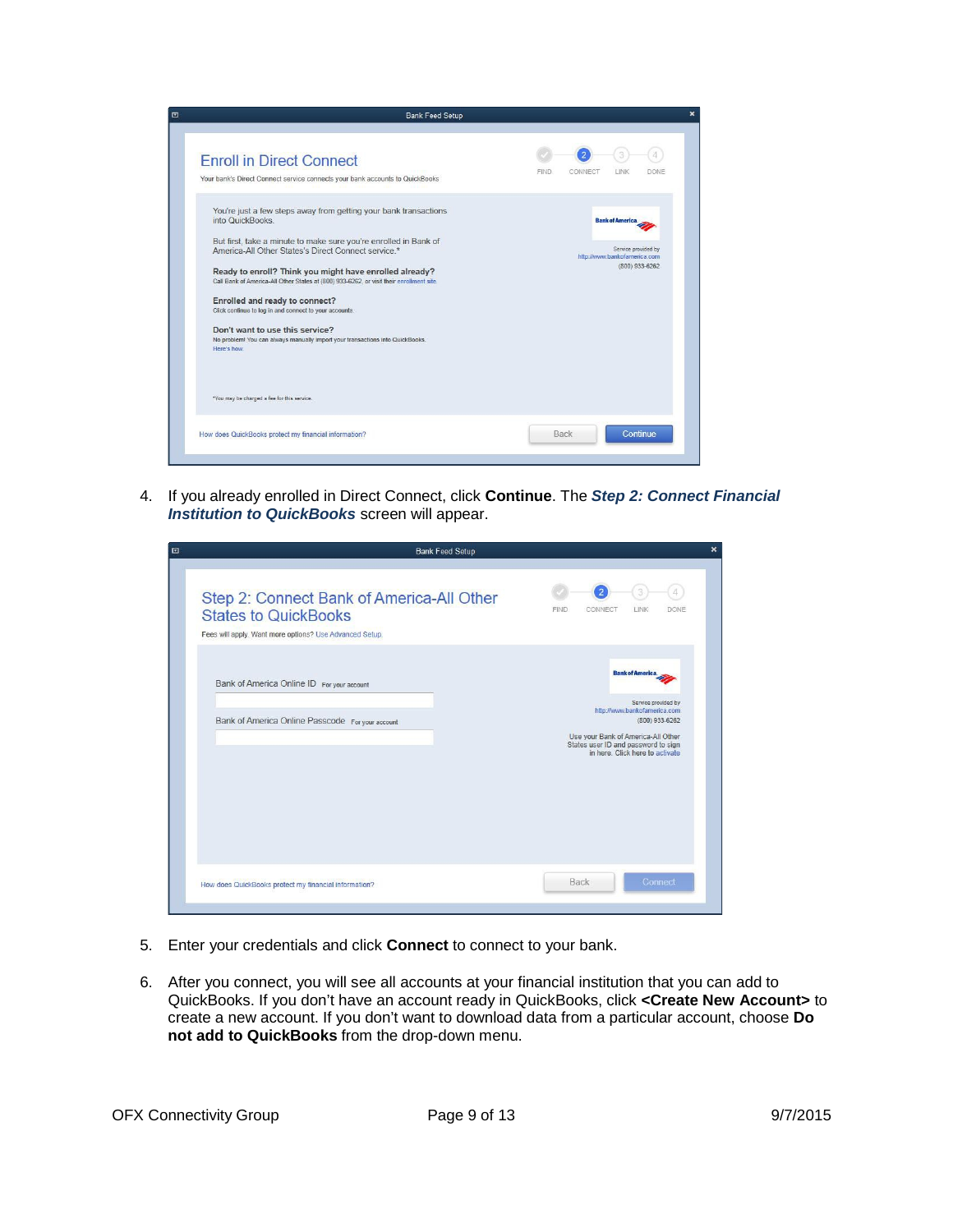4. If you already enrolled in Direct Connect, click **Continue**. The ***Step 2: Connect Financial Institution to QuickBooks*** screen will appear.

5. Enter your credentials and click **Connect** to connect to your bank.

6. After you connect, you will see all accounts at your financial institution that you can add to QuickBooks. If you don't have an account ready in QuickBooks, click **<Create New Account>** to create a new account. If you don't want to download data from a particular account, choose **Do not add to QuickBooks** from the drop-down menu.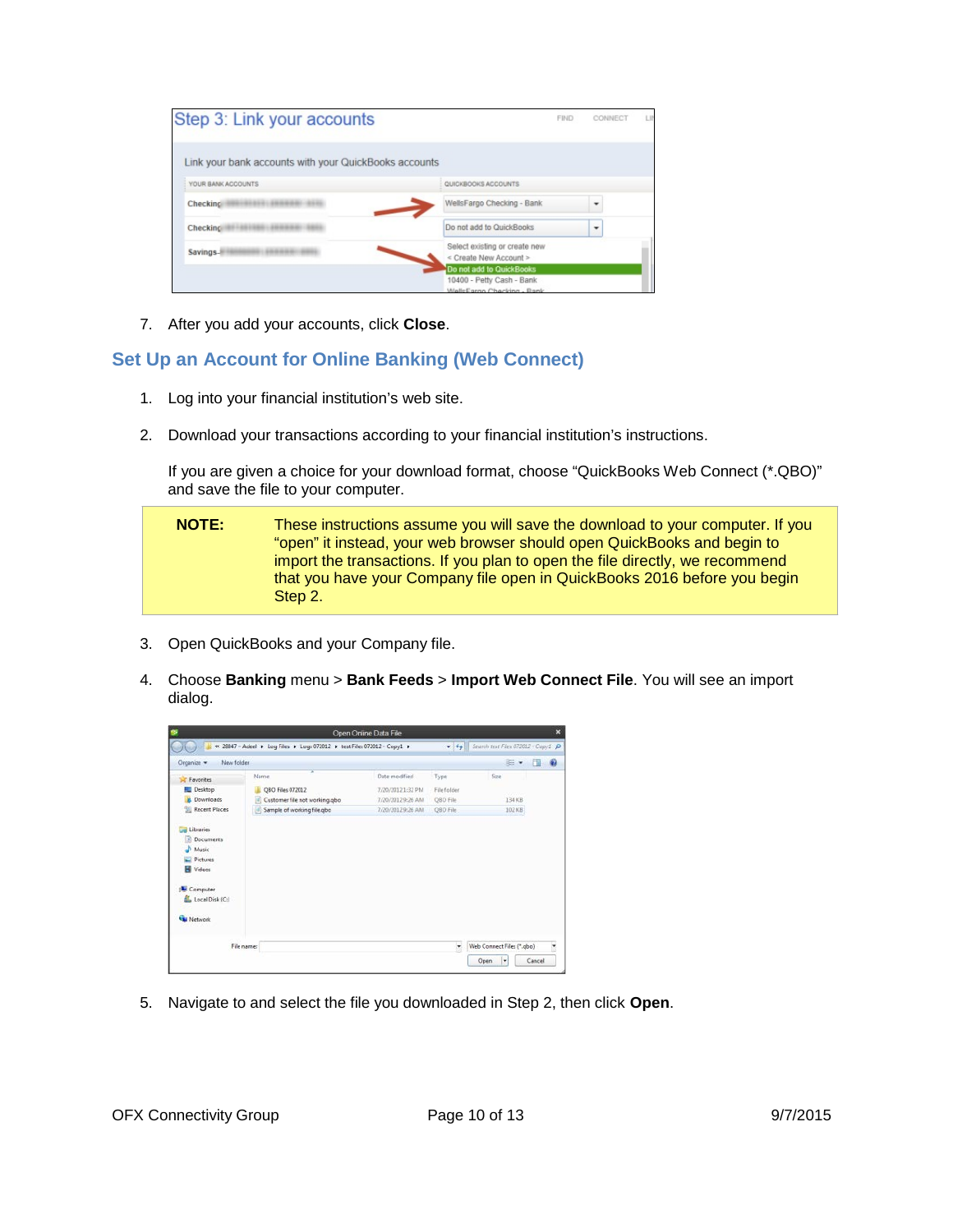7. After you add your accounts, click **Close**.

## Set Up an Account for Online Banking (Web Connect)

1. Log into your financial institution's web site.

2. Download your transactions according to your financial institution's instructions.

   If you are given a choice for your download format, choose "QuickBooks Web Connect (*.QBO)" and save the file to your computer.

| **NOTE:** | These instructions assume you will save the download to your computer. If you "open" it instead, your web browser should open QuickBooks and begin to import the transactions. If you plan to open the file directly, we recommend that you have your Company file open in QuickBooks 2016 before you begin Step 2. |
|---|---|

3. Open QuickBooks and your Company file.

4. Choose **Banking** menu > **Bank Feeds** > **Import Web Connect File**. You will see an import dialog.

5. Navigate to and select the file you downloaded in Step 2, then click **Open**.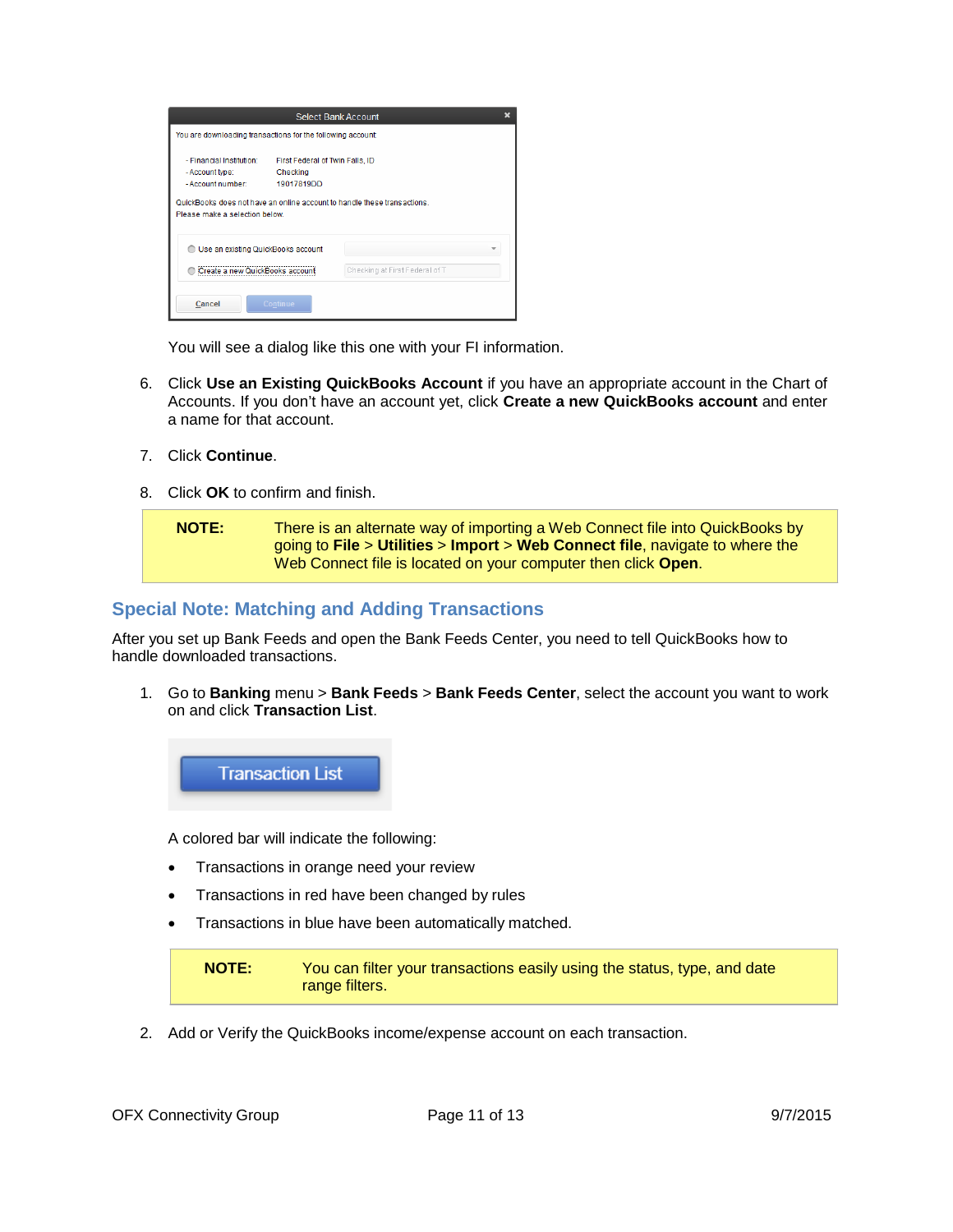You will see a dialog like this one with your FI information.

6. Click **Use an Existing QuickBooks Account** if you have an appropriate account in the Chart of Accounts. If you don't have an account yet, click **Create a new QuickBooks account** and enter a name for that account.

7. Click **Continue**.

8. Click **OK** to confirm and finish.

| **NOTE:** | There is an alternate way of importing a Web Connect file into QuickBooks by going to **File** > **Utilities** > **Import** > **Web Connect file**, navigate to where the Web Connect file is located on your computer then click **Open**. |
|---|---|

## Special Note: Matching and Adding Transactions

After you set up Bank Feeds and open the Bank Feeds Center, you need to tell QuickBooks how to handle downloaded transactions.

1. Go to **Banking** menu > **Bank Feeds** > **Bank Feeds Center**, select the account you want to work on and click **Transaction List**.

   A colored bar will indicate the following:

   - Transactions in orange need your review
   - Transactions in red have been changed by rules
   - Transactions in blue have been automatically matched.

   | **NOTE:** | You can filter your transactions easily using the status, type, and date range filters. |
   |---|---|

2. Add or Verify the QuickBooks income/expense account on each transaction.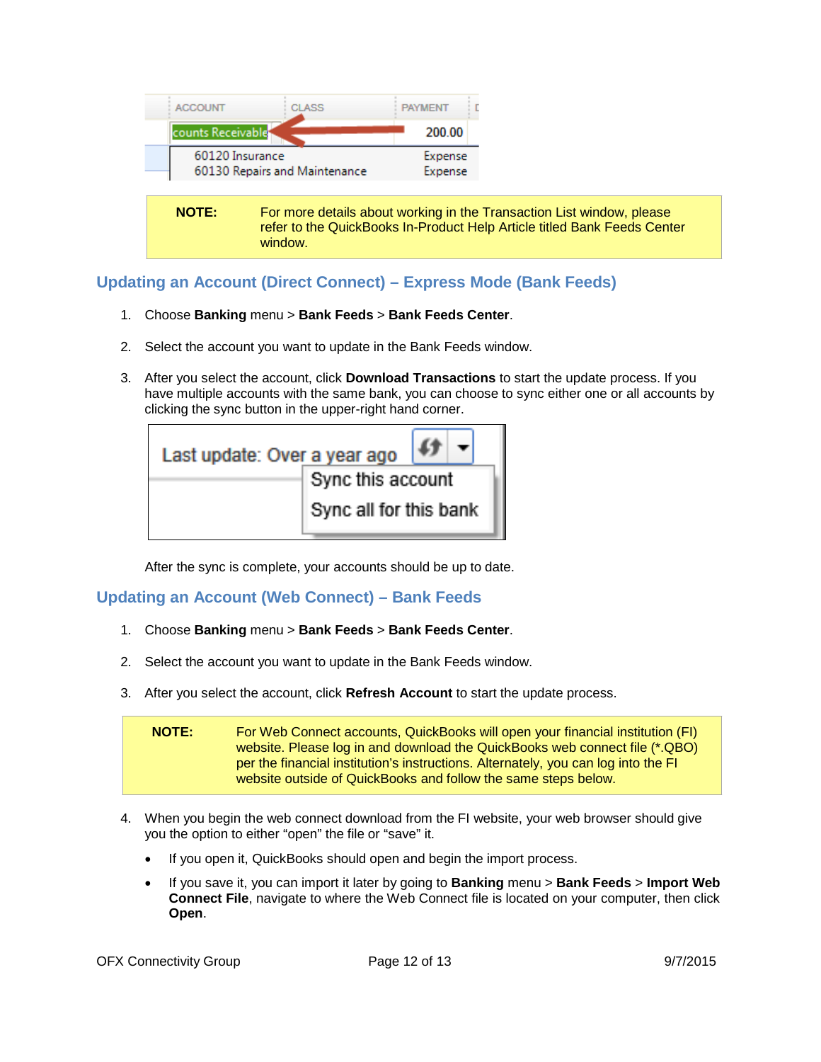**NOTE:** For more details about working in the Transaction List window, please refer to the QuickBooks In-Product Help Article titled Bank Feeds Center window.

## Updating an Account (Direct Connect) – Express Mode (Bank Feeds)

1. Choose **Banking** menu > **Bank Feeds** > **Bank Feeds Center**.
2. Select the account you want to update in the Bank Feeds window.
3. After you select the account, click **Download Transactions** to start the update process. If you have multiple accounts with the same bank, you can choose to sync either one or all accounts by clicking the sync button in the upper-right hand corner.

   After the sync is complete, your accounts should be up to date.

## Updating an Account (Web Connect) – Bank Feeds

1. Choose **Banking** menu > **Bank Feeds** > **Bank Feeds Center**.
2. Select the account you want to update in the Bank Feeds window.
3. After you select the account, click **Refresh Account** to start the update process.

**NOTE:** For Web Connect accounts, QuickBooks will open your financial institution (FI) website. Please log in and download the QuickBooks web connect file (*.QBO) per the financial institution's instructions. Alternately, you can log into the FI website outside of QuickBooks and follow the same steps below.

4. When you begin the web connect download from the FI website, your web browser should give you the option to either "open" the file or "save" it.
   - If you open it, QuickBooks should open and begin the import process.
   - If you save it, you can import it later by going to **Banking** menu > **Bank Feeds** > **Import Web Connect File**, navigate to where the Web Connect file is located on your computer, then click **Open**.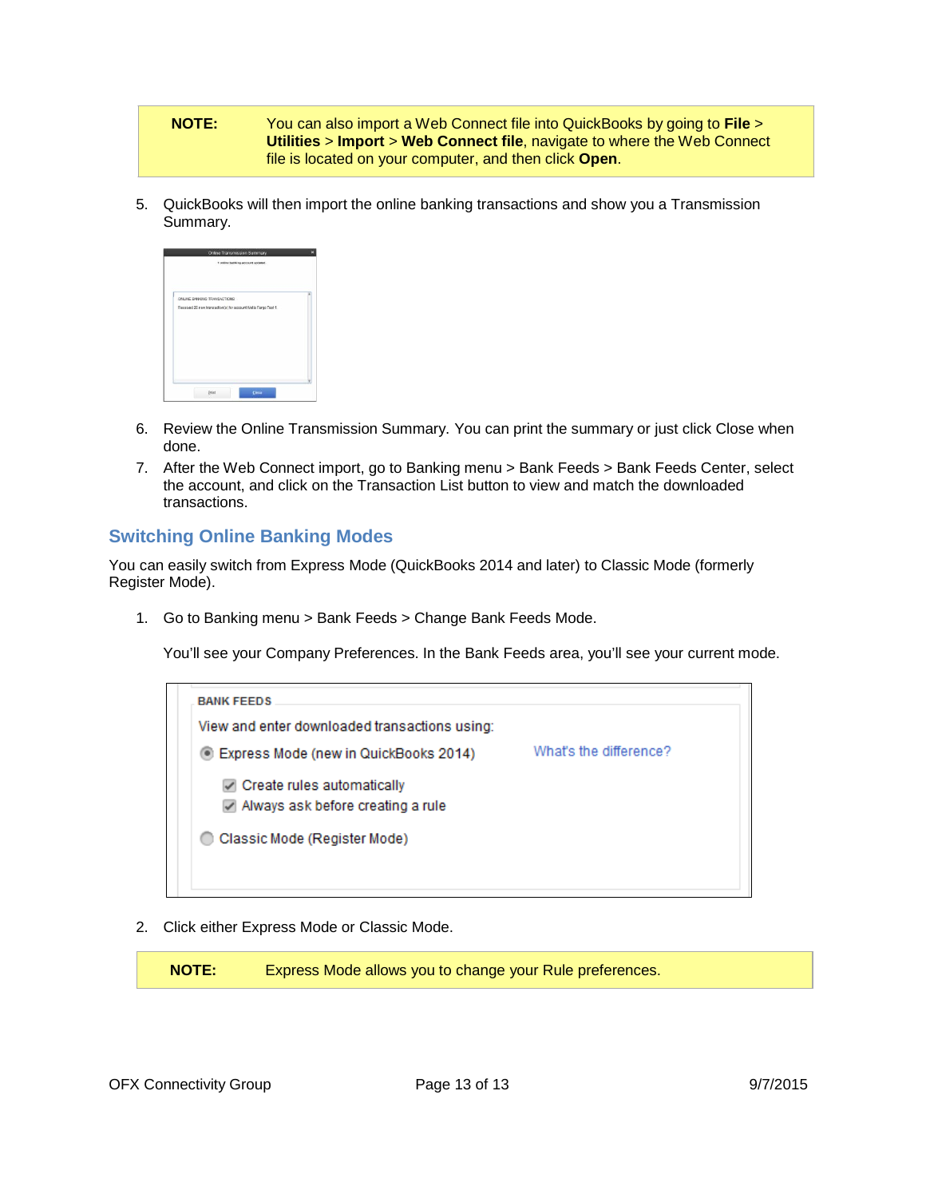> **NOTE:** You can also import a Web Connect file into QuickBooks by going to **File** > **Utilities** > **Import** > **Web Connect file**, navigate to where the Web Connect file is located on your computer, and then click **Open**.

5. QuickBooks will then import the online banking transactions and show you a Transmission Summary.

6. Review the Online Transmission Summary. You can print the summary or just click Close when done.
7. After the Web Connect import, go to Banking menu > Bank Feeds > Bank Feeds Center, select the account, and click on the Transaction List button to view and match the downloaded transactions.

## Switching Online Banking Modes

You can easily switch from Express Mode (QuickBooks 2014 and later) to Classic Mode (formerly Register Mode).

1. Go to Banking menu > Bank Feeds > Change Bank Feeds Mode.

   You'll see your Company Preferences. In the Bank Feeds area, you'll see your current mode.

2. Click either Express Mode or Classic Mode.

> **NOTE:** Express Mode allows you to change your Rule preferences.